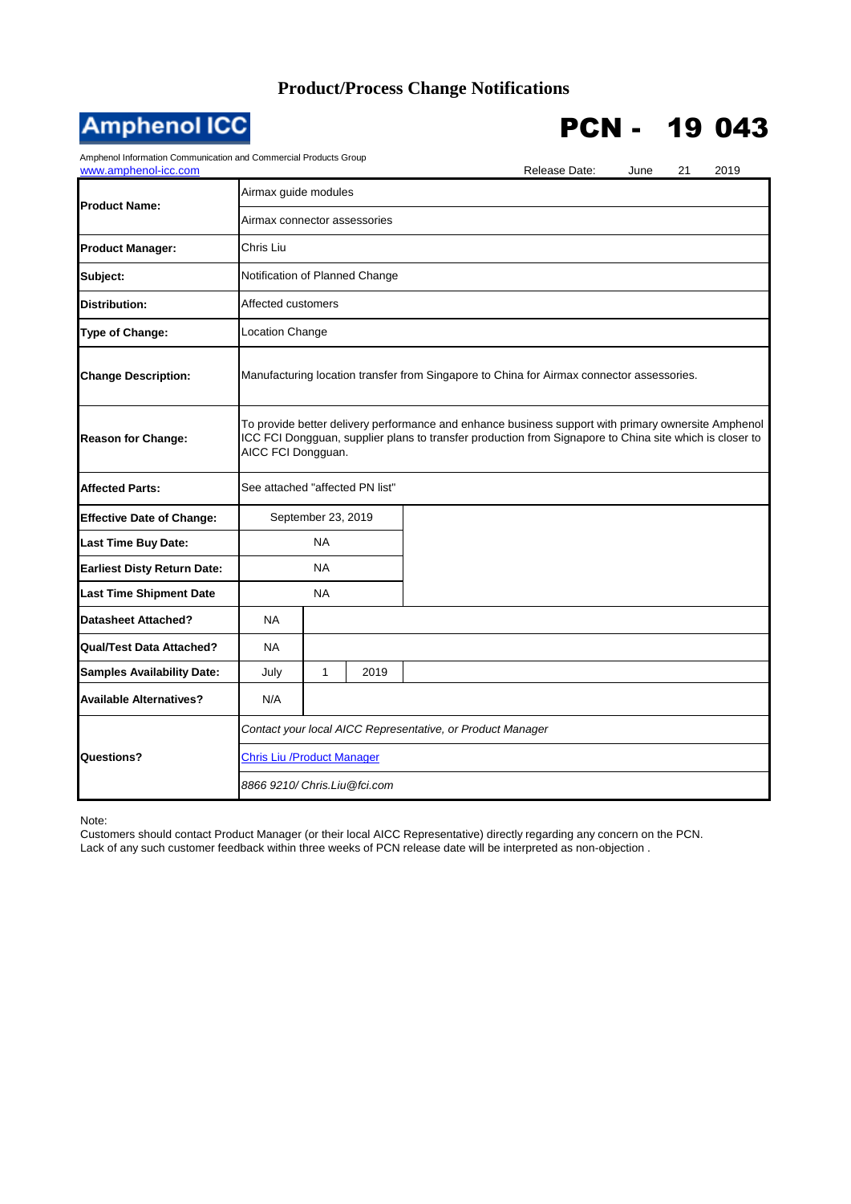# Product/Process Change Notifications

**Amphenol ICC**

# PCN - 19 043

Amphenol Information Communication and Commercial Products Group
www.amphenol-icc.com

Release Date: June 21 2019

| | | | | |
|---|---|---|---|---|
| **Product Name:** | Airmax guide modules | | | |
| | Airmax connector assessories | | | |
| **Product Manager:** | Chris Liu | | | |
| **Subject:** | Notification of Planned Change | | | |
| **Distribution:** | Affected customers | | | |
| **Type of Change:** | Location Change | | | |
| **Change Description:** | Manufacturing location transfer from Singapore to China for Airmax connector assessories. | | | |
| **Reason for Change:** | To provide better delivery performance and enhance business support with primary ownersite Amphenol ICC FCI Dongguan, supplier plans to transfer production from Signapore to China site which is closer to AICC FCI Dongguan. | | | |
| **Affected Parts:** | See attached "affected PN list" | | | |
| **Effective Date of Change:** | September 23, 2019 | | | |
| **Last Time Buy Date:** | NA | | | |
| **Earliest Disty Return Date:** | NA | | | |
| **Last Time Shipment Date** | NA | | | |
| **Datasheet Attached?** | NA | | | |
| **Qual/Test Data Attached?** | NA | | | |
| **Samples Availability Date:** | July | 1 | 2019 | |
| **Available Alternatives?** | N/A | | | |
| **Questions?** | *Contact your local AICC Representative, or Product Manager* | | | |
| | Chris Liu /Product Manager | | | |
| | *8866 9210/ Chris.Liu@fci.com* | | | |

Note:
Customers should contact Product Manager (or their local AICC Representative) directly regarding any concern on the PCN.
Lack of any such customer feedback within three weeks of PCN release date will be interpreted as non-objection .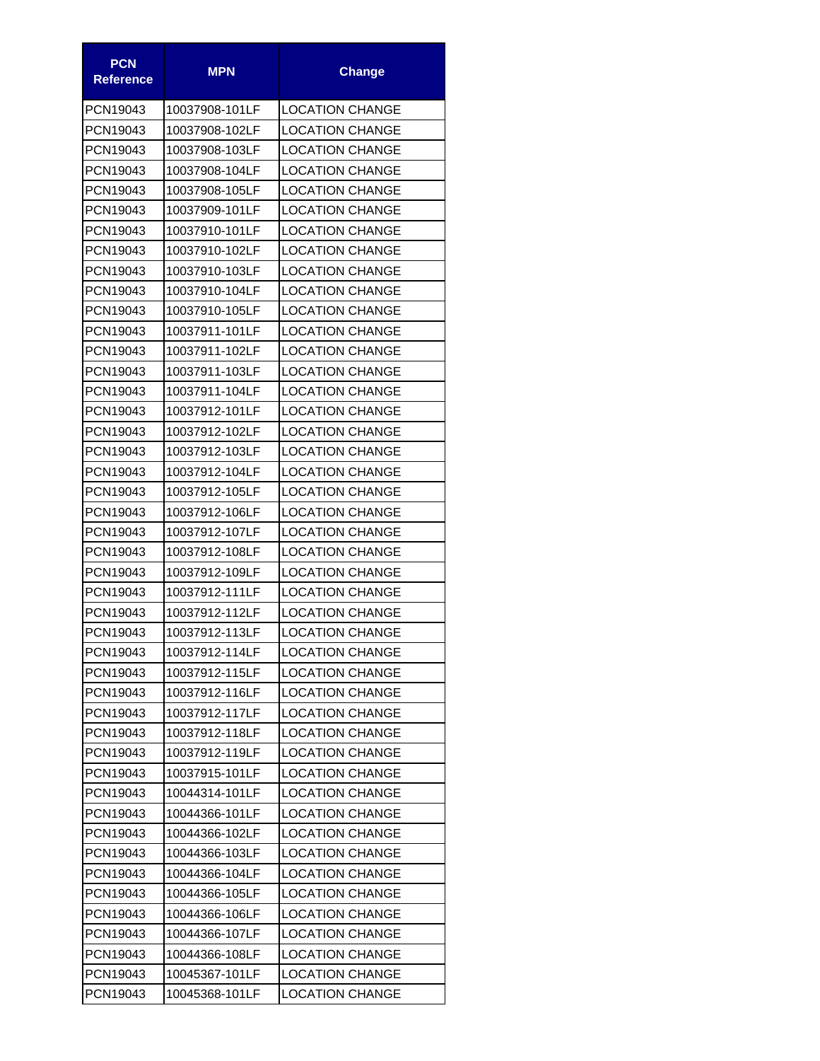| PCN Reference | MPN | Change |
|---|---|---|
| PCN19043 | 10037908-101LF | LOCATION CHANGE |
| PCN19043 | 10037908-102LF | LOCATION CHANGE |
| PCN19043 | 10037908-103LF | LOCATION CHANGE |
| PCN19043 | 10037908-104LF | LOCATION CHANGE |
| PCN19043 | 10037908-105LF | LOCATION CHANGE |
| PCN19043 | 10037909-101LF | LOCATION CHANGE |
| PCN19043 | 10037910-101LF | LOCATION CHANGE |
| PCN19043 | 10037910-102LF | LOCATION CHANGE |
| PCN19043 | 10037910-103LF | LOCATION CHANGE |
| PCN19043 | 10037910-104LF | LOCATION CHANGE |
| PCN19043 | 10037910-105LF | LOCATION CHANGE |
| PCN19043 | 10037911-101LF | LOCATION CHANGE |
| PCN19043 | 10037911-102LF | LOCATION CHANGE |
| PCN19043 | 10037911-103LF | LOCATION CHANGE |
| PCN19043 | 10037911-104LF | LOCATION CHANGE |
| PCN19043 | 10037912-101LF | LOCATION CHANGE |
| PCN19043 | 10037912-102LF | LOCATION CHANGE |
| PCN19043 | 10037912-103LF | LOCATION CHANGE |
| PCN19043 | 10037912-104LF | LOCATION CHANGE |
| PCN19043 | 10037912-105LF | LOCATION CHANGE |
| PCN19043 | 10037912-106LF | LOCATION CHANGE |
| PCN19043 | 10037912-107LF | LOCATION CHANGE |
| PCN19043 | 10037912-108LF | LOCATION CHANGE |
| PCN19043 | 10037912-109LF | LOCATION CHANGE |
| PCN19043 | 10037912-111LF | LOCATION CHANGE |
| PCN19043 | 10037912-112LF | LOCATION CHANGE |
| PCN19043 | 10037912-113LF | LOCATION CHANGE |
| PCN19043 | 10037912-114LF | LOCATION CHANGE |
| PCN19043 | 10037912-115LF | LOCATION CHANGE |
| PCN19043 | 10037912-116LF | LOCATION CHANGE |
| PCN19043 | 10037912-117LF | LOCATION CHANGE |
| PCN19043 | 10037912-118LF | LOCATION CHANGE |
| PCN19043 | 10037912-119LF | LOCATION CHANGE |
| PCN19043 | 10037915-101LF | LOCATION CHANGE |
| PCN19043 | 10044314-101LF | LOCATION CHANGE |
| PCN19043 | 10044366-101LF | LOCATION CHANGE |
| PCN19043 | 10044366-102LF | LOCATION CHANGE |
| PCN19043 | 10044366-103LF | LOCATION CHANGE |
| PCN19043 | 10044366-104LF | LOCATION CHANGE |
| PCN19043 | 10044366-105LF | LOCATION CHANGE |
| PCN19043 | 10044366-106LF | LOCATION CHANGE |
| PCN19043 | 10044366-107LF | LOCATION CHANGE |
| PCN19043 | 10044366-108LF | LOCATION CHANGE |
| PCN19043 | 10045367-101LF | LOCATION CHANGE |
| PCN19043 | 10045368-101LF | LOCATION CHANGE |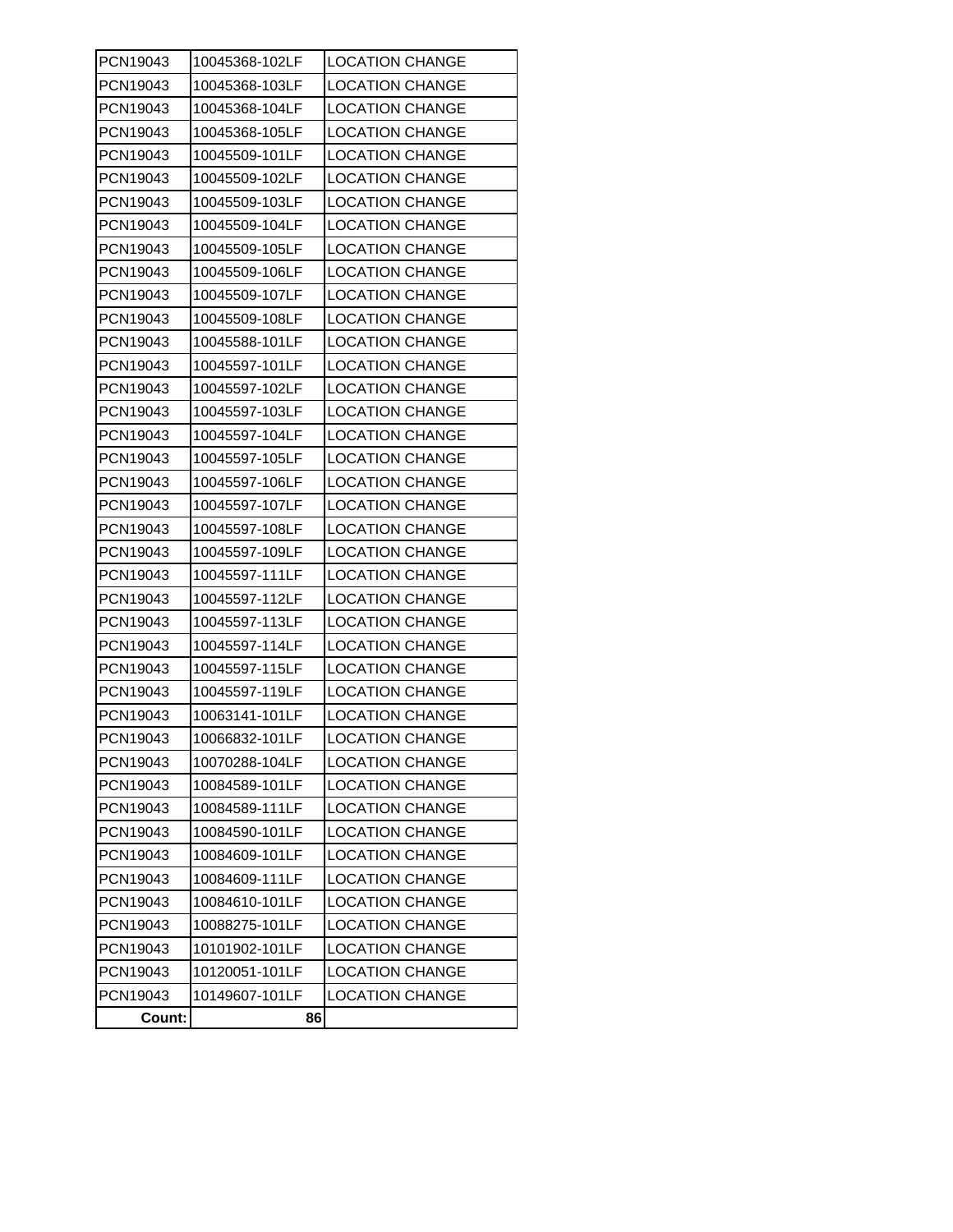| | | |
|---|---|---|
| PCN19043 | 10045368-102LF | LOCATION CHANGE |
| PCN19043 | 10045368-103LF | LOCATION CHANGE |
| PCN19043 | 10045368-104LF | LOCATION CHANGE |
| PCN19043 | 10045368-105LF | LOCATION CHANGE |
| PCN19043 | 10045509-101LF | LOCATION CHANGE |
| PCN19043 | 10045509-102LF | LOCATION CHANGE |
| PCN19043 | 10045509-103LF | LOCATION CHANGE |
| PCN19043 | 10045509-104LF | LOCATION CHANGE |
| PCN19043 | 10045509-105LF | LOCATION CHANGE |
| PCN19043 | 10045509-106LF | LOCATION CHANGE |
| PCN19043 | 10045509-107LF | LOCATION CHANGE |
| PCN19043 | 10045509-108LF | LOCATION CHANGE |
| PCN19043 | 10045588-101LF | LOCATION CHANGE |
| PCN19043 | 10045597-101LF | LOCATION CHANGE |
| PCN19043 | 10045597-102LF | LOCATION CHANGE |
| PCN19043 | 10045597-103LF | LOCATION CHANGE |
| PCN19043 | 10045597-104LF | LOCATION CHANGE |
| PCN19043 | 10045597-105LF | LOCATION CHANGE |
| PCN19043 | 10045597-106LF | LOCATION CHANGE |
| PCN19043 | 10045597-107LF | LOCATION CHANGE |
| PCN19043 | 10045597-108LF | LOCATION CHANGE |
| PCN19043 | 10045597-109LF | LOCATION CHANGE |
| PCN19043 | 10045597-111LF | LOCATION CHANGE |
| PCN19043 | 10045597-112LF | LOCATION CHANGE |
| PCN19043 | 10045597-113LF | LOCATION CHANGE |
| PCN19043 | 10045597-114LF | LOCATION CHANGE |
| PCN19043 | 10045597-115LF | LOCATION CHANGE |
| PCN19043 | 10045597-119LF | LOCATION CHANGE |
| PCN19043 | 10063141-101LF | LOCATION CHANGE |
| PCN19043 | 10066832-101LF | LOCATION CHANGE |
| PCN19043 | 10070288-104LF | LOCATION CHANGE |
| PCN19043 | 10084589-101LF | LOCATION CHANGE |
| PCN19043 | 10084589-111LF | LOCATION CHANGE |
| PCN19043 | 10084590-101LF | LOCATION CHANGE |
| PCN19043 | 10084609-101LF | LOCATION CHANGE |
| PCN19043 | 10084609-111LF | LOCATION CHANGE |
| PCN19043 | 10084610-101LF | LOCATION CHANGE |
| PCN19043 | 10088275-101LF | LOCATION CHANGE |
| PCN19043 | 10101902-101LF | LOCATION CHANGE |
| PCN19043 | 10120051-101LF | LOCATION CHANGE |
| PCN19043 | 10149607-101LF | LOCATION CHANGE |
| **Count:** | **86** | |